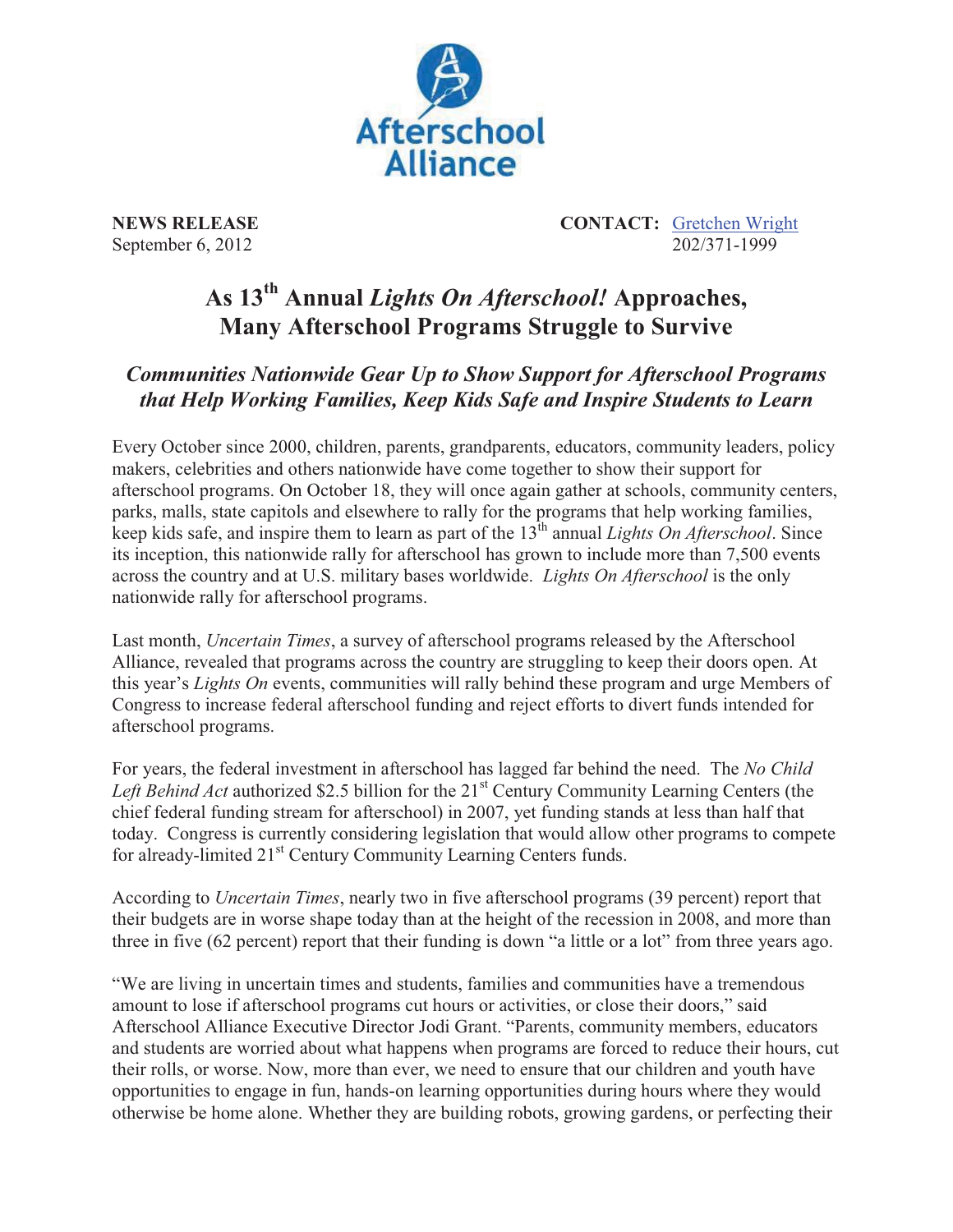Afterschool Alliance

**NEWS RELEASE**
September 6, 2012

**CONTACT:** Gretchen Wright
202/371-1999

# As 13th Annual *Lights On Afterschool!* Approaches, Many Afterschool Programs Struggle to Survive

## *Communities Nationwide Gear Up to Show Support for Afterschool Programs that Help Working Families, Keep Kids Safe and Inspire Students to Learn*

Every October since 2000, children, parents, grandparents, educators, community leaders, policy makers, celebrities and others nationwide have come together to show their support for afterschool programs. On October 18, they will once again gather at schools, community centers, parks, malls, state capitols and elsewhere to rally for the programs that help working families, keep kids safe, and inspire them to learn as part of the 13th annual *Lights On Afterschool*. Since its inception, this nationwide rally for afterschool has grown to include more than 7,500 events across the country and at U.S. military bases worldwide. *Lights On Afterschool* is the only nationwide rally for afterschool programs.

Last month, *Uncertain Times*, a survey of afterschool programs released by the Afterschool Alliance, revealed that programs across the country are struggling to keep their doors open. At this year's *Lights On* events, communities will rally behind these program and urge Members of Congress to increase federal afterschool funding and reject efforts to divert funds intended for afterschool programs.

For years, the federal investment in afterschool has lagged far behind the need. The *No Child Left Behind Act* authorized $2.5 billion for the 21st Century Community Learning Centers (the chief federal funding stream for afterschool) in 2007, yet funding stands at less than half that today. Congress is currently considering legislation that would allow other programs to compete for already-limited 21st Century Community Learning Centers funds.

According to *Uncertain Times*, nearly two in five afterschool programs (39 percent) report that their budgets are in worse shape today than at the height of the recession in 2008, and more than three in five (62 percent) report that their funding is down "a little or a lot" from three years ago.

"We are living in uncertain times and students, families and communities have a tremendous amount to lose if afterschool programs cut hours or activities, or close their doors," said Afterschool Alliance Executive Director Jodi Grant. "Parents, community members, educators and students are worried about what happens when programs are forced to reduce their hours, cut their rolls, or worse. Now, more than ever, we need to ensure that our children and youth have opportunities to engage in fun, hands-on learning opportunities during hours where they would otherwise be home alone. Whether they are building robots, growing gardens, or perfecting their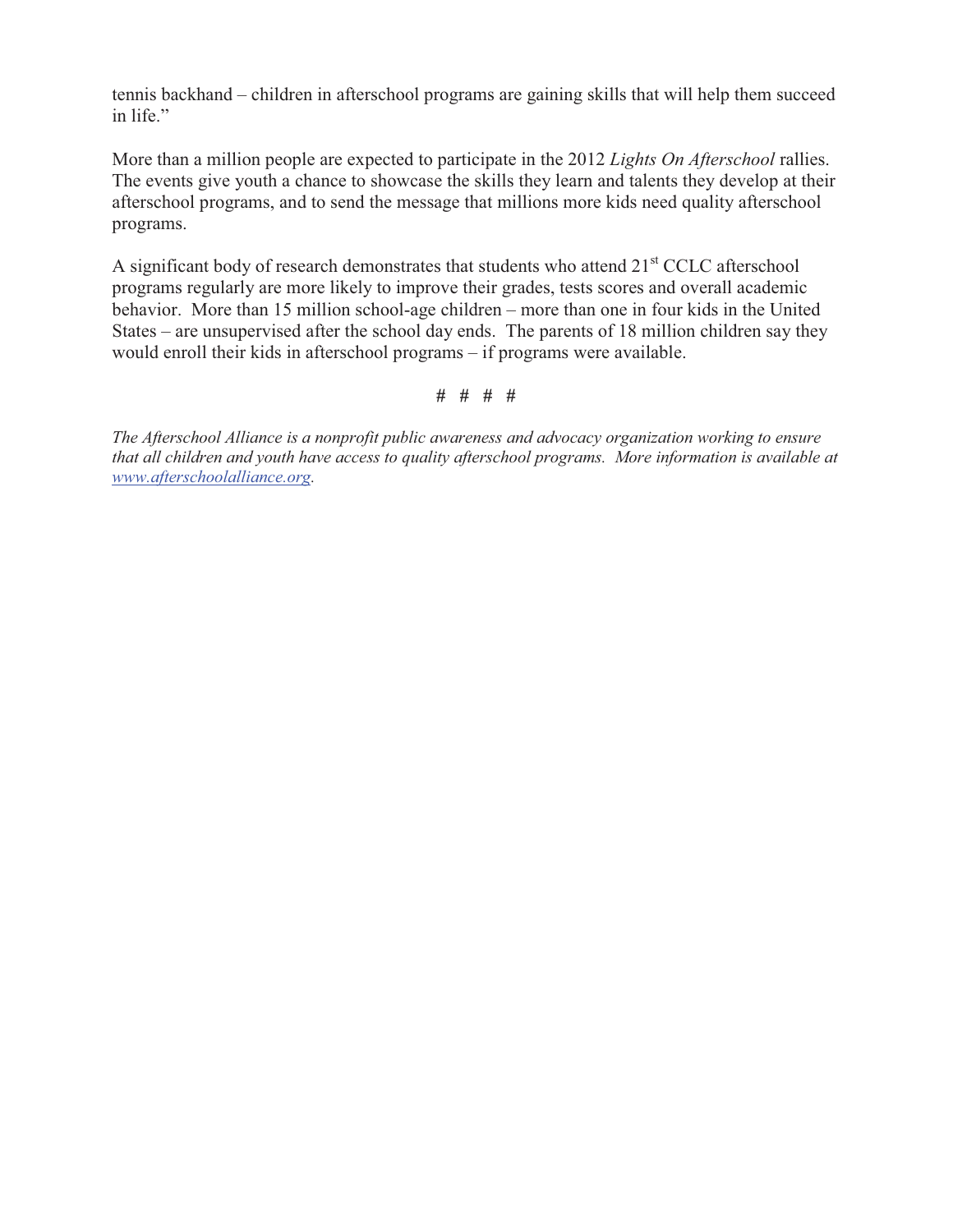tennis backhand – children in afterschool programs are gaining skills that will help them succeed in life."

More than a million people are expected to participate in the 2012 *Lights On Afterschool* rallies. The events give youth a chance to showcase the skills they learn and talents they develop at their afterschool programs, and to send the message that millions more kids need quality afterschool programs.

A significant body of research demonstrates that students who attend 21st CCLC afterschool programs regularly are more likely to improve their grades, tests scores and overall academic behavior. More than 15 million school-age children – more than one in four kids in the United States – are unsupervised after the school day ends. The parents of 18 million children say they would enroll their kids in afterschool programs – if programs were available.

# # # #

*The Afterschool Alliance is a nonprofit public awareness and advocacy organization working to ensure that all children and youth have access to quality afterschool programs. More information is available at [www.afterschoolalliance.org](http://www.afterschoolalliance.org).*